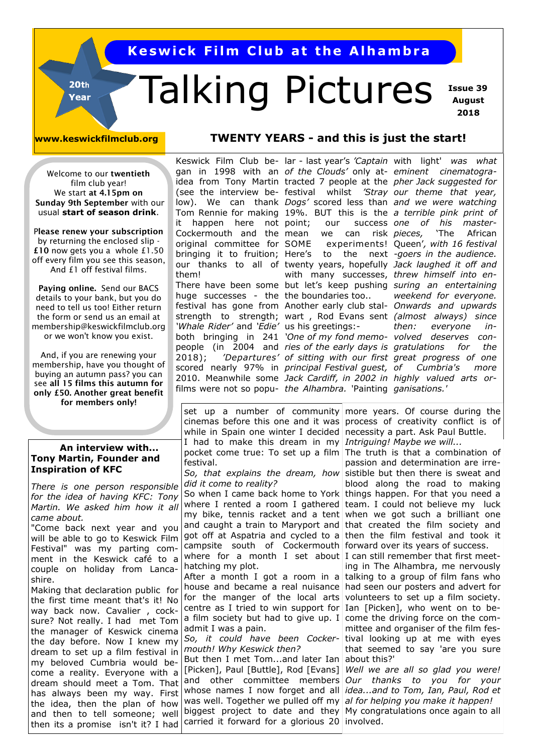# Keswick Film Club at the Alhambra

# Talking Pictures

20th Year

Issue 39 August 2018

www.keswickfilmclub.org

## TWENTY YEARS - and this is just the start!

Welcome to our **twentieth** film club year!
We start **at 4.15pm on Sunday 9th September** with our usual **start of season drink**.

Please renew your subscription by returning the enclosed slip - **£10** now gets you a whole £1.50 off every film you see this season, And £1 off festival films.

**Paying online.** Send our BACS details to your bank, but you do need to tell us too! Either return the form or send us an email at membership@keswickfilmclub.org or we won't know you exist.

And, if you are renewing your membership, have you thought of buying an autumn pass? you can see **all 15 films this autumn for only £50. Another great benefit for members only!**

Keswick Film Club began in 1998 with an idea from Tony Martin (see the interview below). We can thank Tom Rennie for making it happen here not Cockermouth and the original committee for bringing it to fruition; our thanks to all of them!

There have been some huge successes - the festival has gone from strength to strength; *'Whale Rider'* and *'Edie'* both bringing in 241 people (in 2004 and 2018); *'Departures'* scored nearly 97% in 2010. Meanwhile some films were not so popular - last year's *'Captain of the Clouds'* only attracted 7 people at the festival whilst *'Stray Dogs'* scored less than 19%. BUT this is the point; our success mean we can risk SOME experiments! Here's to the next twenty years, hopefully with many successes, but let's keep pushing the boundaries too..

Another early club stalwart , Rod Evans sent us his greetings:-

*'One of my fond memories of the early days is of sitting with our first principal Festival guest, Jack Cardiff, in 2002 in the Alhambra.* 'Painting with light' *was what eminent cinematographer Jack suggested for our theme that year, and we were watching a terrible pink print of one of his masterpieces,* 'The African Queen'*, with 16 festival -goers in the audience. Jack laughed it off and threw himself into ensuring an entertaining weekend for everyone. Onwards and upwards (almost always) since then: everyone involved deserves congratulations for the great progress of one of Cumbria's more highly valued arts organisations.'*

### An interview with... Tony Martin, Founder and Inspiration of KFC

*There is one person responsible for the idea of having KFC: Tony Martin. We asked him how it all came about.*

"Come back next year and you will be able to go to Keswick Film Festival" was my parting comment in the Keswick café to a couple on holiday from Lancashire.

Making that declaration public for the first time meant that's it! No way back now. Cavalier , cocksure? Not really. I had met Tom the manager of Keswick cinema the day before. Now I knew my dream to set up a film festival in my beloved Cumbria would become a reality. Everyone with a dream should meet a Tom. That has always been my way. First the idea, then the plan of how and then to tell someone; well then its a promise isn't it? I had set up a number of community cinemas before this one and it was while in Spain one winter I decided I had to make this dream in my pocket come true: To set up a film festival.

*So, that explains the dream, how did it come to reality?*

So when I came back home to York where I rented a room I gathered my bike, tennis racket and a tent and caught a train to Maryport and got off at Aspatria and cycled to a campsite south of Cockermouth where for a month I set about hatching my plot.

After a month I got a room in a house and became a real nuisance for the manger of the local arts centre as I tried to win support for a film society but had to give up. I admit I was a pain.

*So, it could have been Cockermouth! Why Keswick then?*

But then I met Tom...and later Ian [Picken], Paul [Buttle], Rod [Evans] and other committee members whose names I now forget and all was well. Together we pulled off my biggest project to date and they carried it forward for a glorious 20 more years. Of course during the process of creativity conflict is of necessity a part. Ask Paul Buttle.

*Intriguing! Maybe we will...*

The truth is that a combination of passion and determination are irresistible but then there is sweat and blood along the road to making things happen. For that you need a team. I could not believe my luck when we got such a brilliant one that created the film society and then the film festival and took it forward over its years of success.

I can still remember that first meeting in The Alhambra, me nervously talking to a group of film fans who had seen our posters and advert for volunteers to set up a film society. Ian [Picken], who went on to become the driving force on the committee and organiser of the film festival looking up at me with eyes that seemed to say 'are you sure about this?'

*Well we are all so glad you were! Our thanks to you for your idea...and to Tom, Ian, Paul, Rod et al for helping you make it happen!*

My congratulations once again to all involved.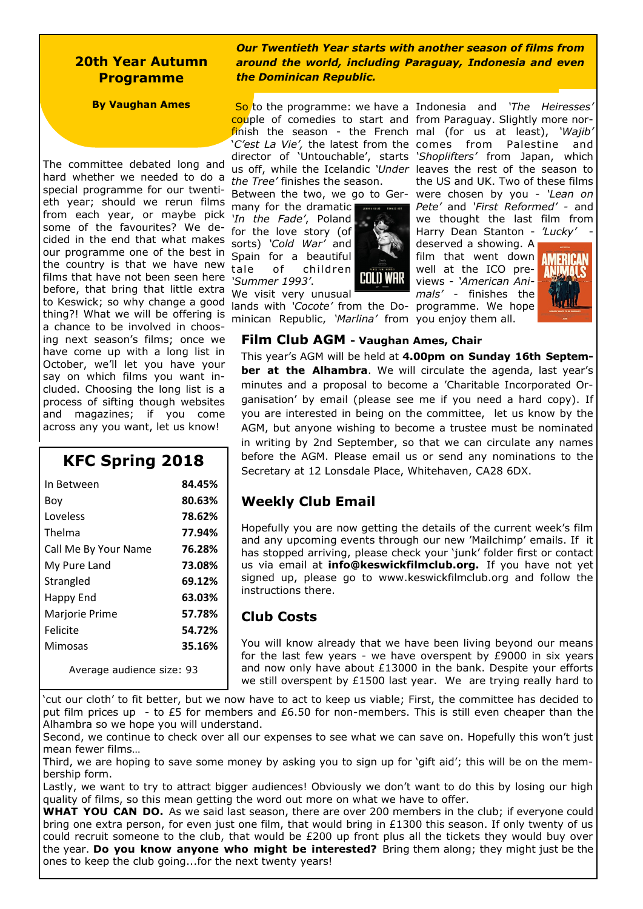## 20th Year Autumn Programme

**By Vaughan Ames**

***Our Twentieth Year starts with another season of films from around the world, including Paraguay, Indonesia and even the Dominican Republic.***

The committee debated long and hard whether we needed to do a special programme for our twentieth year; should we rerun films from each year, or maybe pick some of the favourites? We decided in the end that what makes our programme one of the best in the country is that we have new films that have not been seen here before, that bring that little extra to Keswick; so why change a good thing?! What we will be offering is a chance to be involved in choosing next season's films; once we have come up with a long list in October, we'll let you have your say on which films you want included. Choosing the long list is a process of sifting though websites and magazines; if you come across any you want, let us know!

So to the programme: we have a couple of comedies to start and finish the season - the French '*C'est La Vie',* the latest from the director of 'Untouchable', starts us off, while the Icelandic *'Under the Tree'* finishes the season. Between the two, we go to Germany for the dramatic *'In the Fade'*, Poland for the love story (of sorts) *'Cold War'* and Spain for a beautiful tale of children *'Summer 1993'*. We visit very unusual lands with *'Cocote'* from the Dominican Republic, *'Marlina'* from Indonesia and *'The Heiresses'* from Paraguay. Slightly more normal (for us at least), *'Wajib'* comes from Palestine and *'Shoplifters'* from Japan, which leaves the rest of the season to the US and UK. Two of these films were chosen by you - *'Lean on Pete'* and *'First Reformed'* - and we thought the last film from Harry Dean Stanton - *'Lucky'* - deserved a showing. A film that went down well at the ICO previews - *'American Animals'* - finishes the programme. We hope you enjoy them all.

## KFC Spring 2018

| | |
|---|---|
| In Between | **84.45%** |
| Boy | **80.63%** |
| Loveless | **78.62%** |
| Thelma | **77.94%** |
| Call Me By Your Name | **76.28%** |
| My Pure Land | **73.08%** |
| Strangled | **69.12%** |
| Happy End | **63.03%** |
| Marjorie Prime | **57.78%** |
| Felicite | **54.72%** |
| Mimosas | **35.16%** |

Average audience size: 93

## Film Club AGM - Vaughan Ames, Chair

This year's AGM will be held at **4.00pm on Sunday 16th September at the Alhambra**. We will circulate the agenda, last year's minutes and a proposal to become a 'Charitable Incorporated Organisation' by email (please see me if you need a hard copy). If you are interested in being on the committee, let us know by the AGM, but anyone wishing to become a trustee must be nominated in writing by 2nd September, so that we can circulate any names before the AGM. Please email us or send any nominations to the Secretary at 12 Lonsdale Place, Whitehaven, CA28 6DX.

## Weekly Club Email

Hopefully you are now getting the details of the current week's film and any upcoming events through our new 'Mailchimp' emails. If it has stopped arriving, please check your 'junk' folder first or contact us via email at **info@keswickfilmclub.org.** If you have not yet signed up, please go to www.keswickfilmclub.org and follow the instructions there.

## Club Costs

You will know already that we have been living beyond our means for the last few years - we have overspent by £9000 in six years and now only have about £13000 in the bank. Despite your efforts we still overspent by £1500 last year. We are trying really hard to 'cut our cloth' to fit better, but we now have to act to keep us viable; First, the committee has decided to put film prices up - to £5 for members and £6.50 for non-members. This is still even cheaper than the Alhambra so we hope you will understand.

Second, we continue to check over all our expenses to see what we can save on. Hopefully this won't just mean fewer films…

Third, we are hoping to save some money by asking you to sign up for 'gift aid'; this will be on the membership form.

Lastly, we want to try to attract bigger audiences! Obviously we don't want to do this by losing our high quality of films, so this mean getting the word out more on what we have to offer.

**WHAT YOU CAN DO.** As we said last season, there are over 200 members in the club; if everyone could bring one extra person, for even just one film, that would bring in £1300 this season. If only twenty of us could recruit someone to the club, that would be £200 up front plus all the tickets they would buy over the year. **Do you know anyone who might be interested?** Bring them along; they might just be the ones to keep the club going...for the next twenty years!